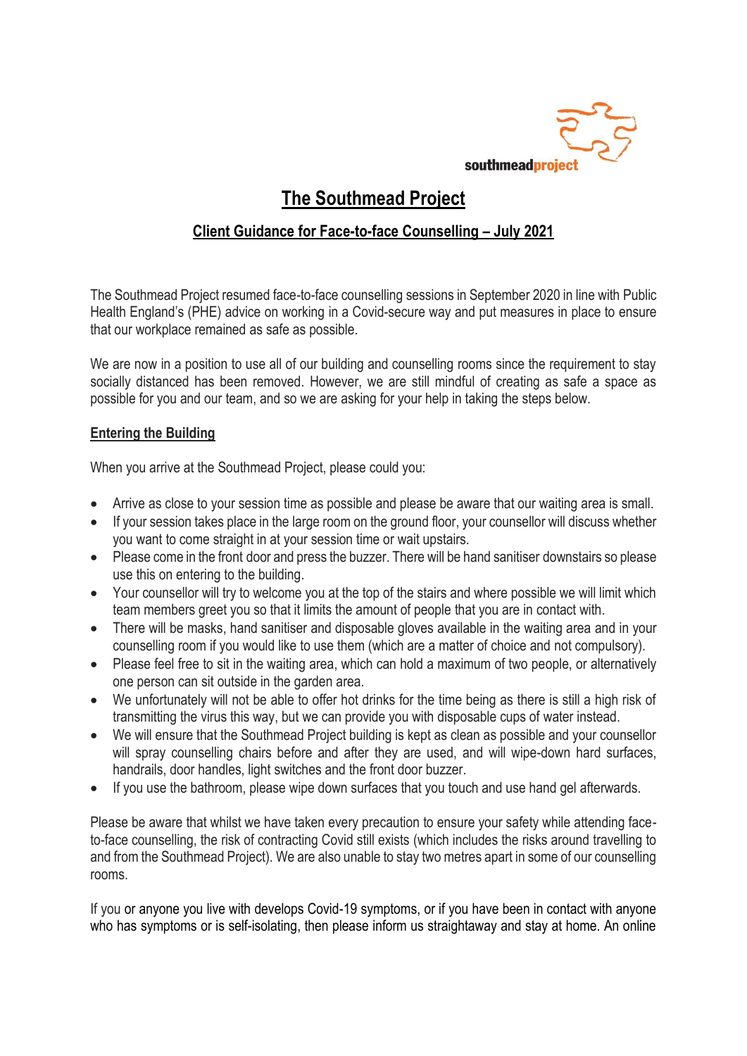southmeadproject

# The Southmead Project

## Client Guidance for Face-to-face Counselling – July 2021

The Southmead Project resumed face-to-face counselling sessions in September 2020 in line with Public Health England's (PHE) advice on working in a Covid-secure way and put measures in place to ensure that our workplace remained as safe as possible.

We are now in a position to use all of our building and counselling rooms since the requirement to stay socially distanced has been removed. However, we are still mindful of creating as safe a space as possible for you and our team, and so we are asking for your help in taking the steps below.

### Entering the Building

When you arrive at the Southmead Project, please could you:

- Arrive as close to your session time as possible and please be aware that our waiting area is small.
- If your session takes place in the large room on the ground floor, your counsellor will discuss whether you want to come straight in at your session time or wait upstairs.
- Please come in the front door and press the buzzer. There will be hand sanitiser downstairs so please use this on entering to the building.
- Your counsellor will try to welcome you at the top of the stairs and where possible we will limit which team members greet you so that it limits the amount of people that you are in contact with.
- There will be masks, hand sanitiser and disposable gloves available in the waiting area and in your counselling room if you would like to use them (which are a matter of choice and not compulsory).
- Please feel free to sit in the waiting area, which can hold a maximum of two people, or alternatively one person can sit outside in the garden area.
- We unfortunately will not be able to offer hot drinks for the time being as there is still a high risk of transmitting the virus this way, but we can provide you with disposable cups of water instead.
- We will ensure that the Southmead Project building is kept as clean as possible and your counsellor will spray counselling chairs before and after they are used, and will wipe-down hard surfaces, handrails, door handles, light switches and the front door buzzer.
- If you use the bathroom, please wipe down surfaces that you touch and use hand gel afterwards.

Please be aware that whilst we have taken every precaution to ensure your safety while attending face-to-face counselling, the risk of contracting Covid still exists (which includes the risks around travelling to and from the Southmead Project). We are also unable to stay two metres apart in some of our counselling rooms.

If you or anyone you live with develops Covid-19 symptoms, or if you have been in contact with anyone who has symptoms or is self-isolating, then please inform us straightaway and stay at home. An online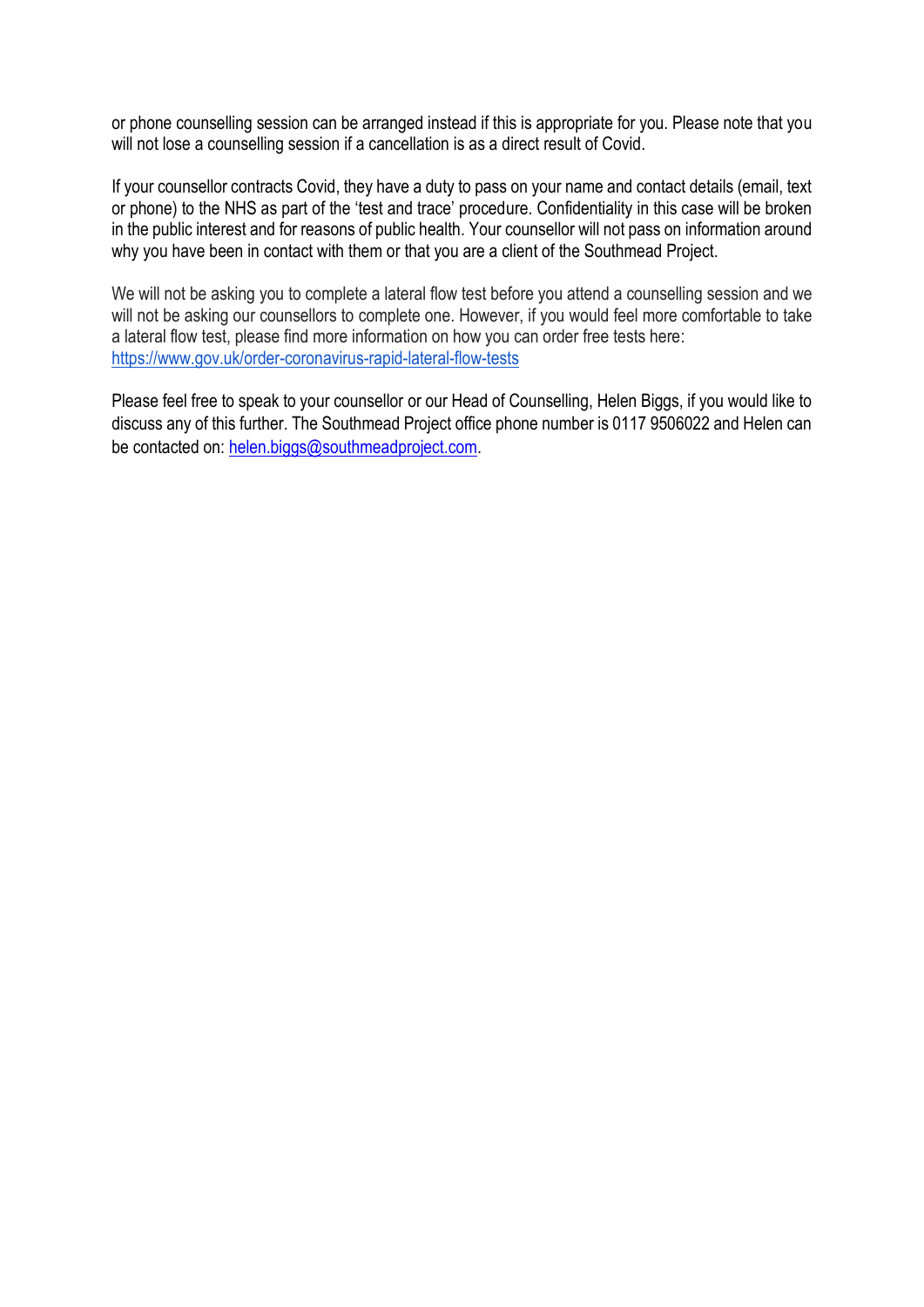or phone counselling session can be arranged instead if this is appropriate for you. Please note that you will not lose a counselling session if a cancellation is as a direct result of Covid.

If your counsellor contracts Covid, they have a duty to pass on your name and contact details (email, text or phone) to the NHS as part of the 'test and trace' procedure. Confidentiality in this case will be broken in the public interest and for reasons of public health. Your counsellor will not pass on information around why you have been in contact with them or that you are a client of the Southmead Project.

We will not be asking you to complete a lateral flow test before you attend a counselling session and we will not be asking our counsellors to complete one. However, if you would feel more comfortable to take a lateral flow test, please find more information on how you can order free tests here: [https://www.gov.uk/order-coronavirus-rapid-lateral-flow-tests](https://www.gov.uk/order-coronavirus-rapid-lateral-flow-tests)

Please feel free to speak to your counsellor or our Head of Counselling, Helen Biggs, if you would like to discuss any of this further. The Southmead Project office phone number is 0117 9506022 and Helen can be contacted on: [helen.biggs@southmeadproject.com](mailto:helen.biggs@southmeadproject.com).